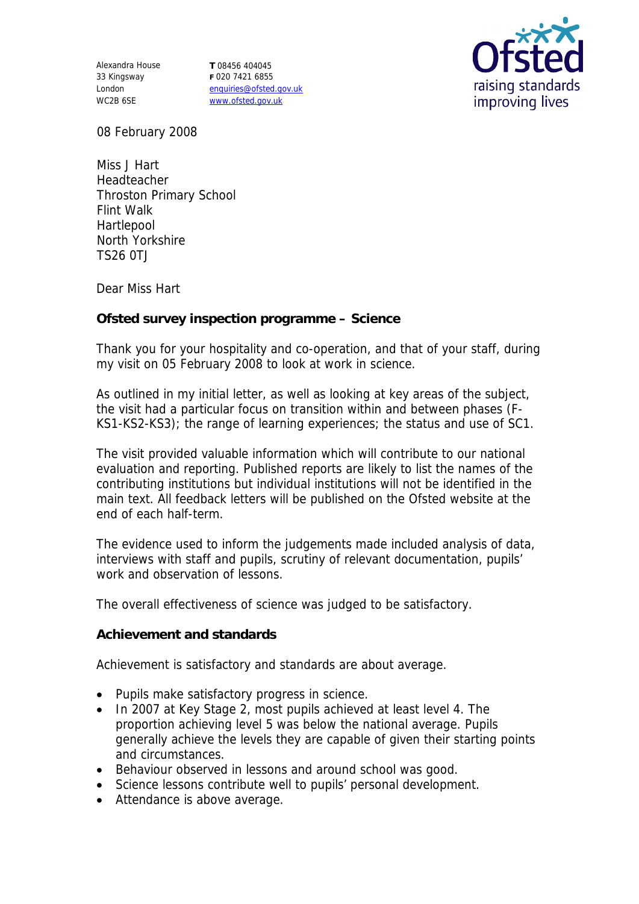Alexandra House
33 Kingsway
London
WC2B 6SE

**T** 08456 404045
**F** 020 7421 6855
enquiries@ofsted.gov.uk
www.ofsted.gov.uk

Ofsted
raising standards
improving lives

08 February 2008

Miss J Hart
Headteacher
Throston Primary School
Flint Walk
Hartlepool
North Yorkshire
TS26 0TJ

Dear Miss Hart

**Ofsted survey inspection programme – Science**

Thank you for your hospitality and co-operation, and that of your staff, during my visit on 05 February 2008 to look at work in science.

As outlined in my initial letter, as well as looking at key areas of the subject, the visit had a particular focus on transition within and between phases (F-KS1-KS2-KS3); the range of learning experiences; the status and use of SC1.

The visit provided valuable information which will contribute to our national evaluation and reporting. Published reports are likely to list the names of the contributing institutions but individual institutions will not be identified in the main text. All feedback letters will be published on the Ofsted website at the end of each half-term.

The evidence used to inform the judgements made included analysis of data, interviews with staff and pupils, scrutiny of relevant documentation, pupils' work and observation of lessons.

The overall effectiveness of science was judged to be satisfactory.

**Achievement and standards**

Achievement is satisfactory and standards are about average.

- Pupils make satisfactory progress in science.
- In 2007 at Key Stage 2, most pupils achieved at least level 4. The proportion achieving level 5 was below the national average. Pupils generally achieve the levels they are capable of given their starting points and circumstances.
- Behaviour observed in lessons and around school was good.
- Science lessons contribute well to pupils' personal development.
- Attendance is above average.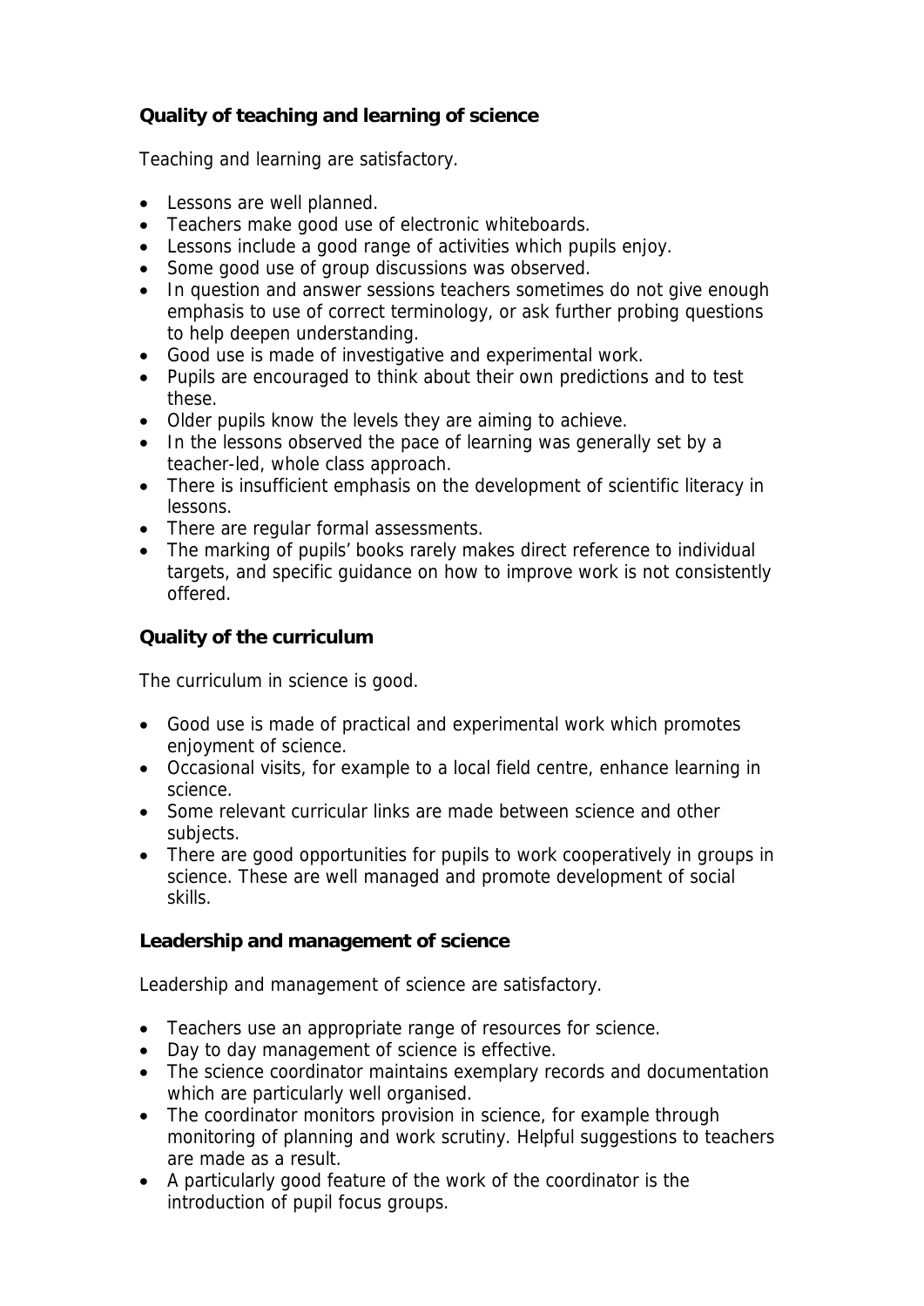**Quality of teaching and learning of science**

Teaching and learning are satisfactory.

- Lessons are well planned.
- Teachers make good use of electronic whiteboards.
- Lessons include a good range of activities which pupils enjoy.
- Some good use of group discussions was observed.
- In question and answer sessions teachers sometimes do not give enough emphasis to use of correct terminology, or ask further probing questions to help deepen understanding.
- Good use is made of investigative and experimental work.
- Pupils are encouraged to think about their own predictions and to test these.
- Older pupils know the levels they are aiming to achieve.
- In the lessons observed the pace of learning was generally set by a teacher-led, whole class approach.
- There is insufficient emphasis on the development of scientific literacy in lessons.
- There are regular formal assessments.
- The marking of pupils' books rarely makes direct reference to individual targets, and specific guidance on how to improve work is not consistently offered.

**Quality of the curriculum**

The curriculum in science is good.

- Good use is made of practical and experimental work which promotes enjoyment of science.
- Occasional visits, for example to a local field centre, enhance learning in science.
- Some relevant curricular links are made between science and other subjects.
- There are good opportunities for pupils to work cooperatively in groups in science. These are well managed and promote development of social skills.

**Leadership and management of science**

Leadership and management of science are satisfactory.

- Teachers use an appropriate range of resources for science.
- Day to day management of science is effective.
- The science coordinator maintains exemplary records and documentation which are particularly well organised.
- The coordinator monitors provision in science, for example through monitoring of planning and work scrutiny. Helpful suggestions to teachers are made as a result.
- A particularly good feature of the work of the coordinator is the introduction of pupil focus groups.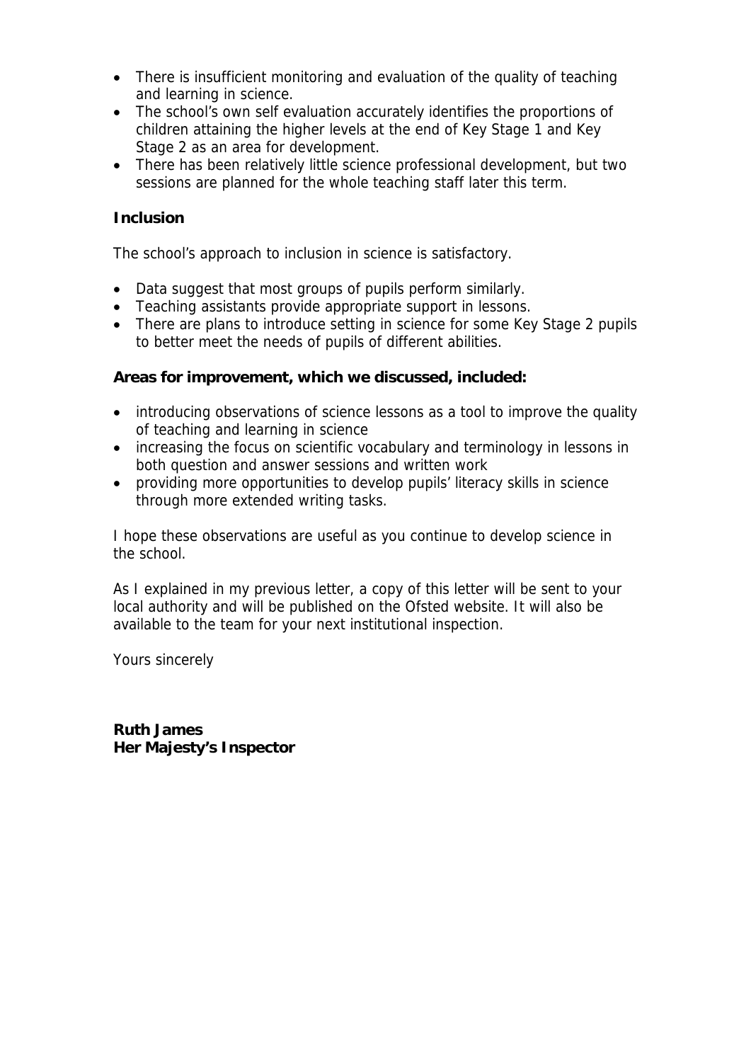- There is insufficient monitoring and evaluation of the quality of teaching and learning in science.
- The school's own self evaluation accurately identifies the proportions of children attaining the higher levels at the end of Key Stage 1 and Key Stage 2 as an area for development.
- There has been relatively little science professional development, but two sessions are planned for the whole teaching staff later this term.

**Inclusion**

The school's approach to inclusion in science is satisfactory.

- Data suggest that most groups of pupils perform similarly.
- Teaching assistants provide appropriate support in lessons.
- There are plans to introduce setting in science for some Key Stage 2 pupils to better meet the needs of pupils of different abilities.

**Areas for improvement, which we discussed, included:**

- introducing observations of science lessons as a tool to improve the quality of teaching and learning in science
- increasing the focus on scientific vocabulary and terminology in lessons in both question and answer sessions and written work
- providing more opportunities to develop pupils' literacy skills in science through more extended writing tasks.

I hope these observations are useful as you continue to develop science in the school.

As I explained in my previous letter, a copy of this letter will be sent to your local authority and will be published on the Ofsted website. It will also be available to the team for your next institutional inspection.

Yours sincerely

**Ruth James**
**Her Majesty's Inspector**